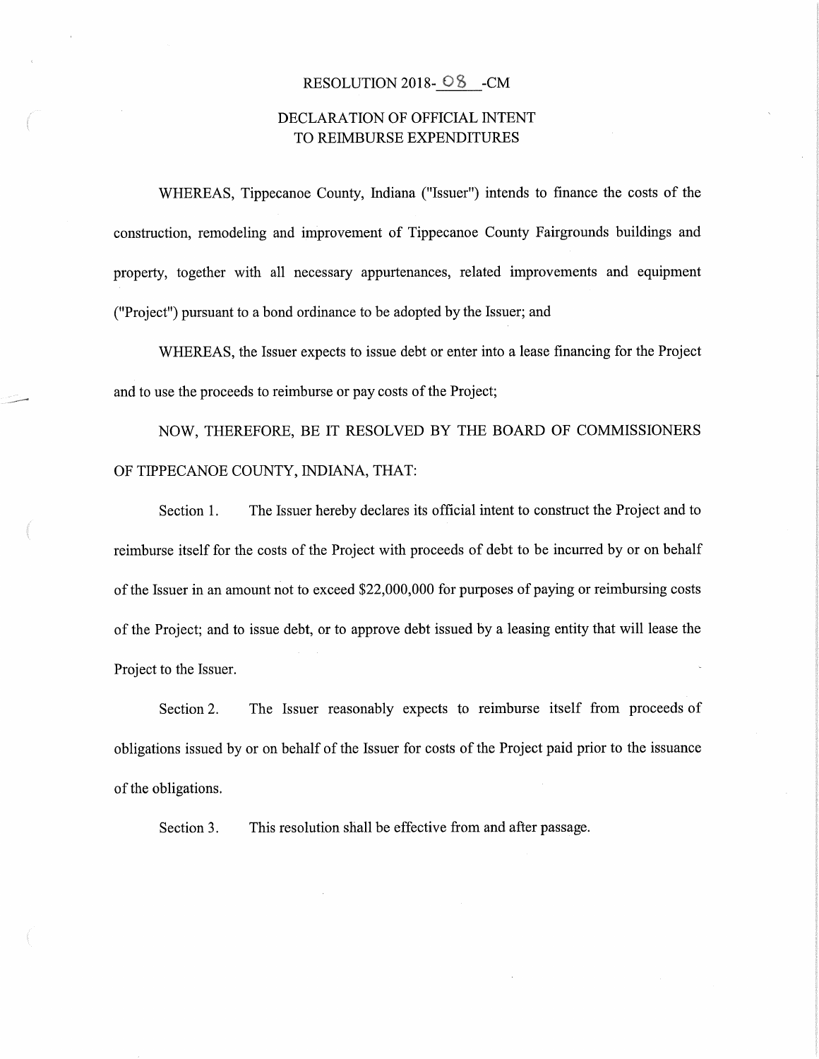# RESOLUTION 2018-08-CM

## DECLARATION OF OFFICIAL INTENT TO REIMBURSE EXPENDITURES

WHEREAS, Tippecanoe County, Indiana ("Issuer") intends to finance the costs of the construction, remodeling and improvement of Tippecanoe County Fairgrounds buildings and property, together with all necessary appurtenances, related improvements and equipment ("Project") pursuant to a bond ordinance to be adopted by the Issuer; and

WHEREAS, the Issuer expects to issue debt or enter into a lease financing for the Project and to use the proceeds to reimburse or pay costs of the Project;

NOW, THEREFORE, BE IT RESOLVED BY THE BOARD OF COMMISSIONERS OF TIPPECANOE COUNTY, INDIANA, THAT:

Section 1. The Issuer hereby declares its official intent to construct the Project and to reimburse itself for the costs of the Project with proceeds of debt to be incurred by or on behalf of the Issuer in an amount not to exceed $22,000,000 for purposes of paying or reimbursing costs of the Project; and to issue debt, or to approve debt issued by a leasing entity that will lease the Project to the Issuer.

Section 2. The Issuer reasonably expects to reimburse itself from proceeds of obligations issued by or on behalf of the Issuer for costs of the Project paid prior to the issuance of the obligations.

Section 3. This resolution shall be effective from and after passage.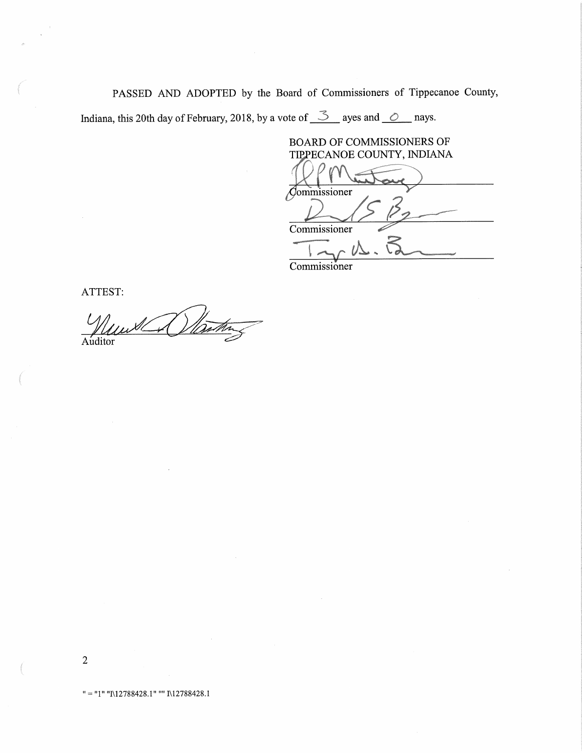PASSED AND ADOPTED by the Board of Commissioners of Tippecanoe County, Indiana, this 20th day of February, 2018, by a vote of 3 ayes and 0 nays.

BOARD OF COMMISSIONERS OF
TIPPECANOE COUNTY, INDIANA

Commissioner

Commissioner

Commissioner

ATTEST:

Auditor

" = "1" "I\12788428.1" "" I\12788428.1